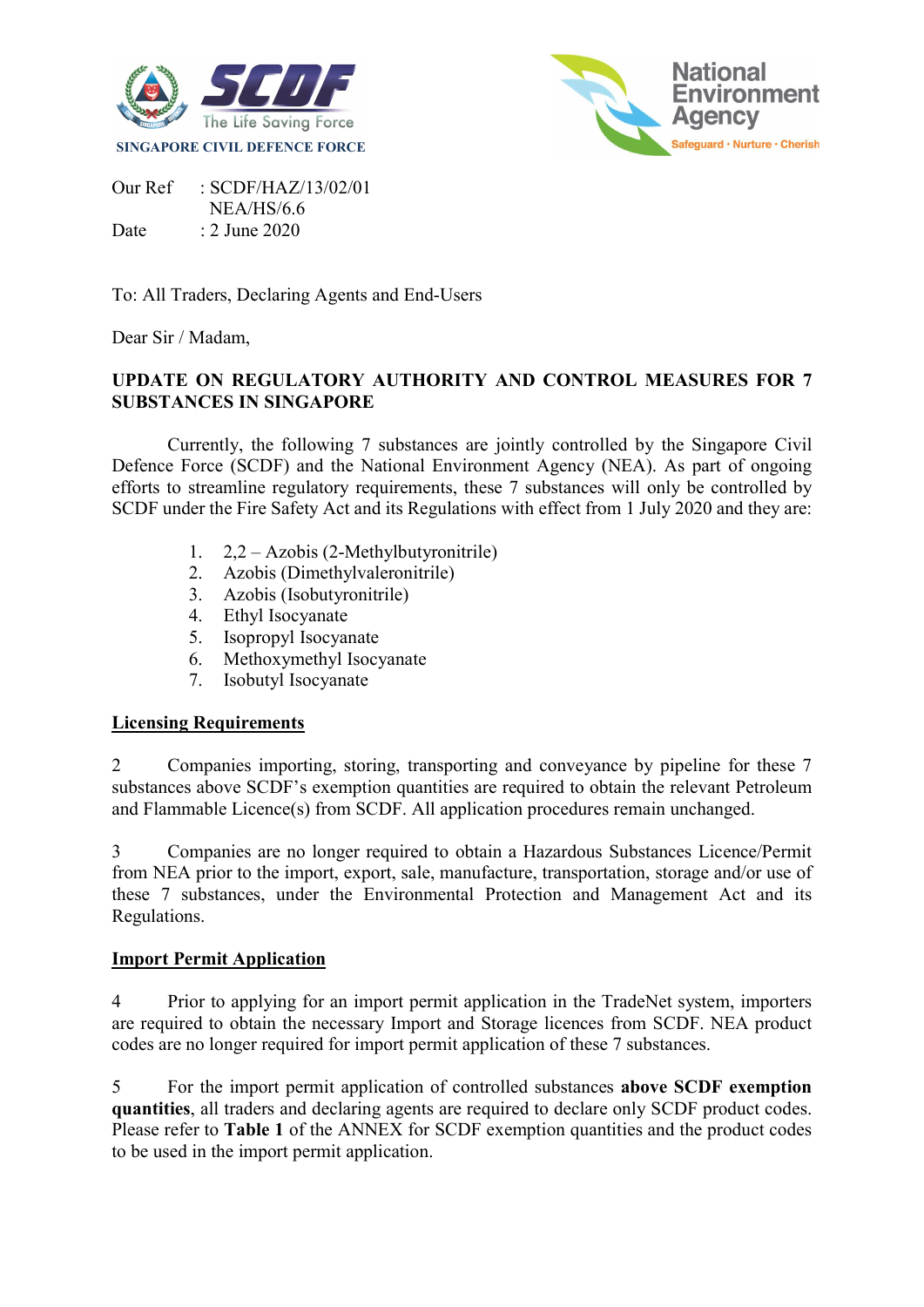SINGAPORE CIVIL DEFENCE FORCE

Our Ref : SCDF/HAZ/13/02/01
NEA/HS/6.6

Date : 2 June 2020

To: All Traders, Declaring Agents and End-Users

Dear Sir / Madam,

**UPDATE ON REGULATORY AUTHORITY AND CONTROL MEASURES FOR 7 SUBSTANCES IN SINGAPORE**

Currently, the following 7 substances are jointly controlled by the Singapore Civil Defence Force (SCDF) and the National Environment Agency (NEA). As part of ongoing efforts to streamline regulatory requirements, these 7 substances will only be controlled by SCDF under the Fire Safety Act and its Regulations with effect from 1 July 2020 and they are:

1. 2,2 – Azobis (2-Methylbutyronitrile)
2. Azobis (Dimethylvaleronitrile)
3. Azobis (Isobutyronitrile)
4. Ethyl Isocyanate
5. Isopropyl Isocyanate
6. Methoxymethyl Isocyanate
7. Isobutyl Isocyanate

**Licensing Requirements**

2 Companies importing, storing, transporting and conveyance by pipeline for these 7 substances above SCDF's exemption quantities are required to obtain the relevant Petroleum and Flammable Licence(s) from SCDF. All application procedures remain unchanged.

3 Companies are no longer required to obtain a Hazardous Substances Licence/Permit from NEA prior to the import, export, sale, manufacture, transportation, storage and/or use of these 7 substances, under the Environmental Protection and Management Act and its Regulations.

**Import Permit Application**

4 Prior to applying for an import permit application in the TradeNet system, importers are required to obtain the necessary Import and Storage licences from SCDF. NEA product codes are no longer required for import permit application of these 7 substances.

5 For the import permit application of controlled substances **above SCDF exemption quantities**, all traders and declaring agents are required to declare only SCDF product codes. Please refer to **Table 1** of the ANNEX for SCDF exemption quantities and the product codes to be used in the import permit application.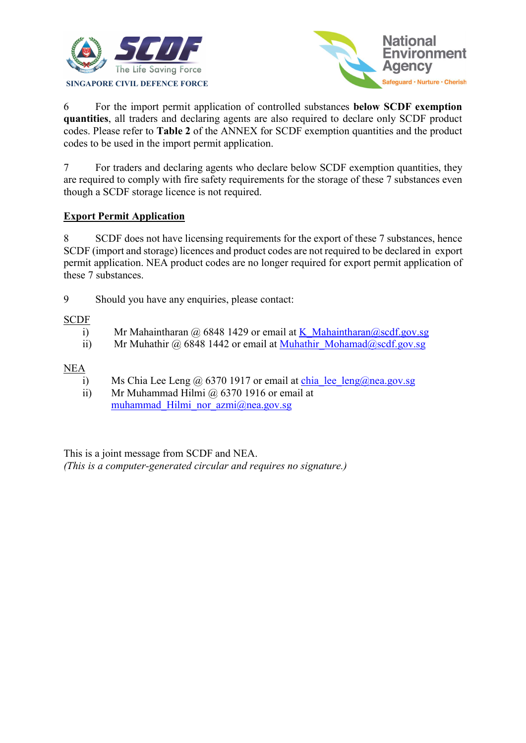SINGAPORE CIVIL DEFENCE FORCE

6 For the import permit application of controlled substances **below SCDF exemption quantities**, all traders and declaring agents are also required to declare only SCDF product codes. Please refer to **Table 2** of the ANNEX for SCDF exemption quantities and the product codes to be used in the import permit application.

7 For traders and declaring agents who declare below SCDF exemption quantities, they are required to comply with fire safety requirements for the storage of these 7 substances even though a SCDF storage licence is not required.

**Export Permit Application**

8 SCDF does not have licensing requirements for the export of these 7 substances, hence SCDF (import and storage) licences and product codes are not required to be declared in export permit application. NEA product codes are no longer required for export permit application of these 7 substances.

9 Should you have any enquiries, please contact:

SCDF

i) Mr Mahaintharan @ 6848 1429 or email at K_Mahaintharan@scdf.gov.sg
ii) Mr Muhathir @ 6848 1442 or email at Muhathir_Mohamad@scdf.gov.sg

NEA

i) Ms Chia Lee Leng @ 6370 1917 or email at chia_lee_leng@nea.gov.sg
ii) Mr Muhammad Hilmi @ 6370 1916 or email at muhammad_Hilmi_nor_azmi@nea.gov.sg

This is a joint message from SCDF and NEA.
*(This is a computer-generated circular and requires no signature.)*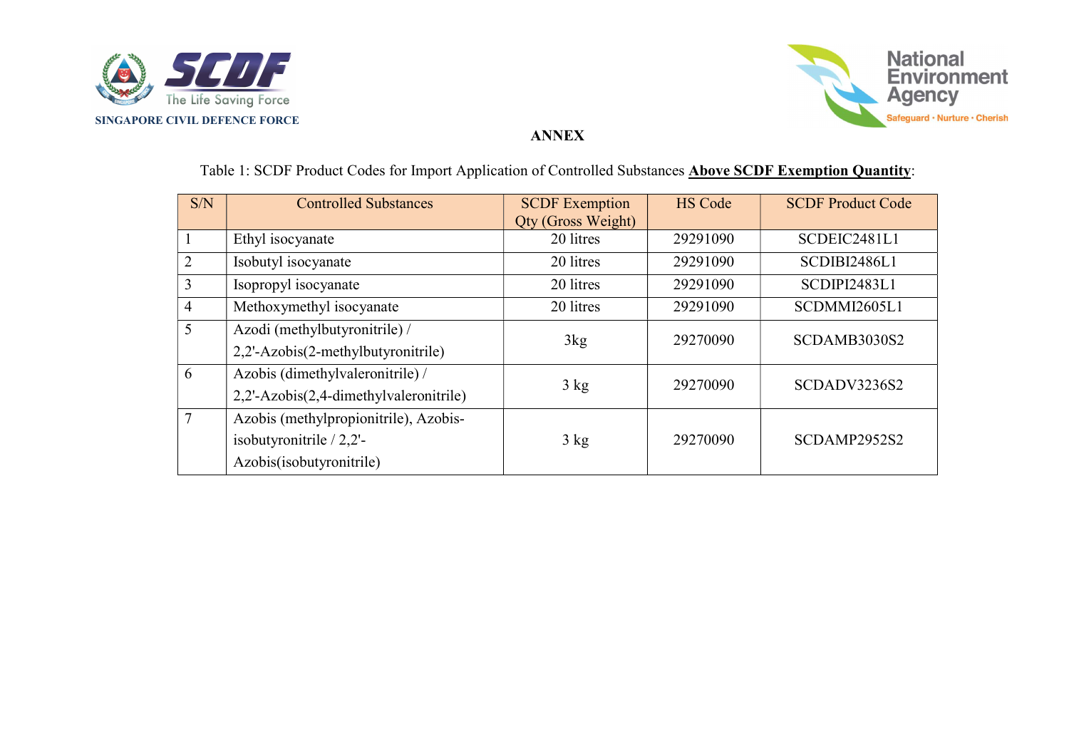SINGAPORE CIVIL DEFENCE FORCE

## ANNEX

Table 1: SCDF Product Codes for Import Application of Controlled Substances **Above SCDF Exemption Quantity**:

| S/N | Controlled Substances | SCDF Exemption Qty (Gross Weight) | HS Code | SCDF Product Code |
|---|---|---|---|---|
| 1 | Ethyl isocyanate | 20 litres | 29291090 | SCDEIC2481L1 |
| 2 | Isobutyl isocyanate | 20 litres | 29291090 | SCDIBI2486L1 |
| 3 | Isopropyl isocyanate | 20 litres | 29291090 | SCDIPI2483L1 |
| 4 | Methoxymethyl isocyanate | 20 litres | 29291090 | SCDMMI2605L1 |
| 5 | Azodi (methylbutyronitrile) / 2,2'-Azobis(2-methylbutyronitrile) | 3kg | 29270090 | SCDAMB3030S2 |
| 6 | Azobis (dimethylvaleronitrile) / 2,2'-Azobis(2,4-dimethylvaleronitrile) | 3 kg | 29270090 | SCDADV3236S2 |
| 7 | Azobis (methylpropionitrile), Azobis-isobutyronitrile / 2,2'-Azobis(isobutyronitrile) | 3 kg | 29270090 | SCDAMP2952S2 |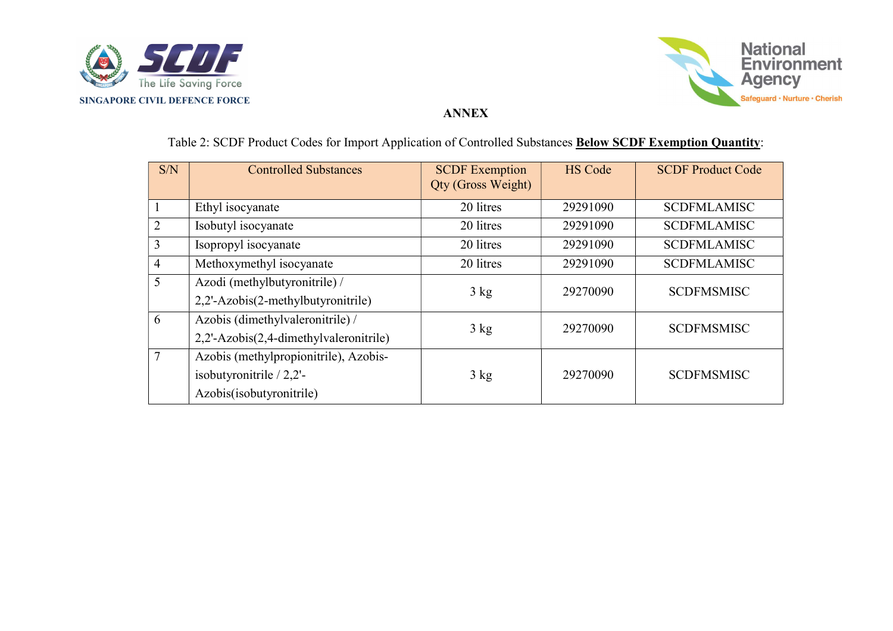SINGAPORE CIVIL DEFENCE FORCE

## ANNEX

Table 2: SCDF Product Codes for Import Application of Controlled Substances **Below SCDF Exemption Quantity**:

| S/N | Controlled Substances | SCDF Exemption Qty (Gross Weight) | HS Code | SCDF Product Code |
|---|---|---|---|---|
| 1 | Ethyl isocyanate | 20 litres | 29291090 | SCDFMLAMISC |
| 2 | Isobutyl isocyanate | 20 litres | 29291090 | SCDFMLAMISC |
| 3 | Isopropyl isocyanate | 20 litres | 29291090 | SCDFMLAMISC |
| 4 | Methoxymethyl isocyanate | 20 litres | 29291090 | SCDFMLAMISC |
| 5 | Azodi (methylbutyronitrile) / 2,2'-Azobis(2-methylbutyronitrile) | 3 kg | 29270090 | SCDFMSMISC |
| 6 | Azobis (dimethylvaleronitrile) / 2,2'-Azobis(2,4-dimethylvaleronitrile) | 3 kg | 29270090 | SCDFMSMISC |
| 7 | Azobis (methylpropionitrile), Azobis-isobutyronitrile / 2,2'-Azobis(isobutyronitrile) | 3 kg | 29270090 | SCDFMSMISC |